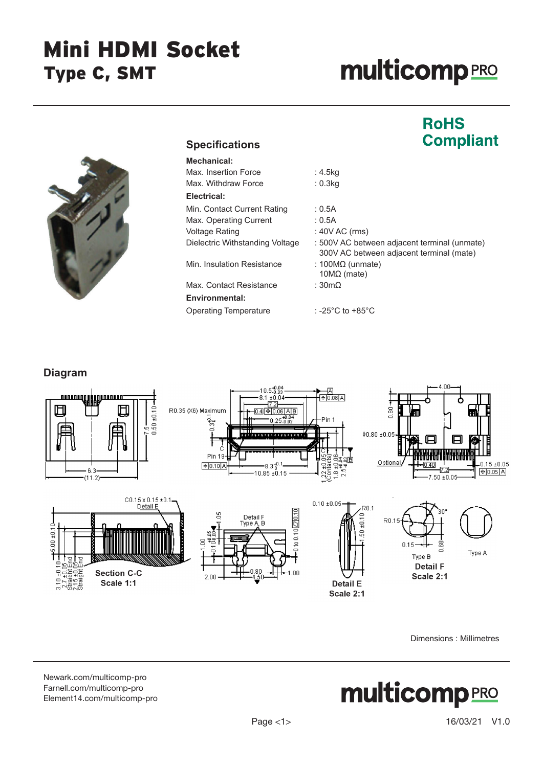# Mini HDMI Socket
## Type C, SMT

**RoHS Compliant**

## Specifications

**Mechanical:**

| | |
|---|---|
| Max. Insertion Force | : 4.5kg |
| Max. Withdraw Force | : 0.3kg |

**Electrical:**

| | |
|---|---|
| Min. Contact Current Rating | : 0.5A |
| Max. Operating Current | : 0.5A |
| Voltage Rating | : 40V AC (rms) |
| Dielectric Withstanding Voltage | : 500V AC between adjacent terminal (unmate)<br>300V AC between adjacent terminal (mate) |
| Min. Insulation Resistance | : 100MΩ (unmate)<br>10MΩ (mate) |
| Max. Contact Resistance | : 30mΩ |

**Environmental:**

| | |
|---|---|
| Operating Temperature | : -25°C to +85°C |

## Diagram

Dimensions : Millimetres

Newark.com/multicomp-pro
Farnell.com/multicomp-pro
Element14.com/multicomp-pro

16/03/21 V1.0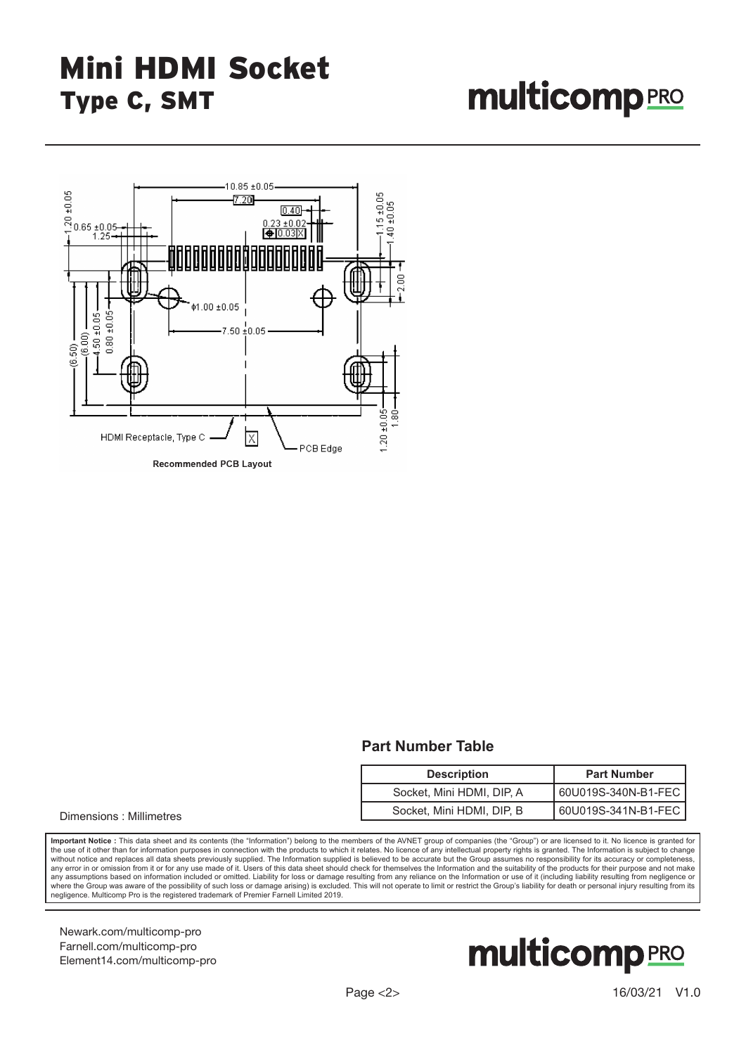# Mini HDMI Socket

## Type C, SMT

10.85 ±0.05
7.20
0.40
0.23 ±0.02
0.03 X
1.20 ±0.05
0.65 ±0.05
1.25
1.15 ±0.05
1.40 ±0.05
2.00
ϕ1.00 ±0.05
7.50 ±0.05
(6.50)
(6.00)
4.50 ±0.05
0.80 ±0.05
1.20 ±0.05
1.80
HDMI Receptacle, Type C
X
PCB Edge

**Recommended PCB Layout**

Dimensions : Millimetres

### Part Number Table

| Description | Part Number |
|---|---|
| Socket, Mini HDMI, DIP, A | 60U019S-340N-B1-FEC |
| Socket, Mini HDMI, DIP, B | 60U019S-341N-B1-FEC |

**Important Notice :** This data sheet and its contents (the "Information") belong to the members of the AVNET group of companies (the "Group") or are licensed to it. No licence is granted for the use of it other than for information purposes in connection with the products to which it relates. No licence of any intellectual property rights is granted. The Information is subject to change without notice and replaces all data sheets previously supplied. The Information supplied is believed to be accurate but the Group assumes no responsibility for its accuracy or completeness, any error in or omission from it or for any use made of it. Users of this data sheet should check for themselves the Information and the suitability of the products for their purpose and not make any assumptions based on information included or omitted. Liability for loss or damage resulting from any reliance on the Information or use of it (including liability resulting from negligence or where the Group was aware of the possibility of such loss or damage arising) is excluded. This will not operate to limit or restrict the Group's liability for death or personal injury resulting from its negligence. Multicomp Pro is the registered trademark of Premier Farnell Limited 2019.

Newark.com/multicomp-pro
Farnell.com/multicomp-pro
Element14.com/multicomp-pro

16/03/21 V1.0